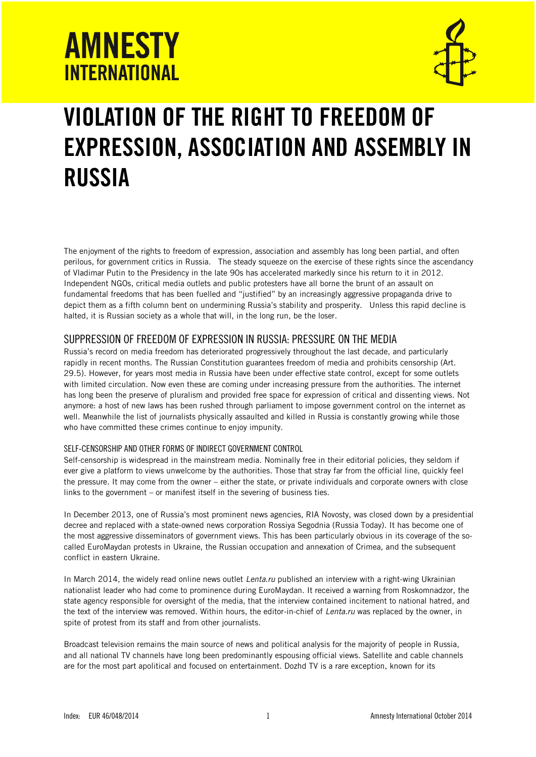# AMNESTY INTERNATIONAL

# VIOLATION OF THE RIGHT TO FREEDOM OF EXPRESSION, ASSOCIATION AND ASSEMBLY IN RUSSIA

The enjoyment of the rights to freedom of expression, association and assembly has long been partial, and often perilous, for government critics in Russia. The steady squeeze on the exercise of these rights since the ascendancy of Vladimir Putin to the Presidency in the late 90s has accelerated markedly since his return to it in 2012. Independent NGOs, critical media outlets and public protesters have all borne the brunt of an assault on fundamental freedoms that has been fuelled and "justified" by an increasingly aggressive propaganda drive to depict them as a fifth column bent on undermining Russia's stability and prosperity. Unless this rapid decline is halted, it is Russian society as a whole that will, in the long run, be the loser.

## SUPPRESSION OF FREEDOM OF EXPRESSION IN RUSSIA: PRESSURE ON THE MEDIA

Russia's record on media freedom has deteriorated progressively throughout the last decade, and particularly rapidly in recent months. The Russian Constitution guarantees freedom of media and prohibits censorship (Art. 29.5). However, for years most media in Russia have been under effective state control, except for some outlets with limited circulation. Now even these are coming under increasing pressure from the authorities. The internet has long been the preserve of pluralism and provided free space for expression of critical and dissenting views. Not anymore: a host of new laws has been rushed through parliament to impose government control on the internet as well. Meanwhile the list of journalists physically assaulted and killed in Russia is constantly growing while those who have committed these crimes continue to enjoy impunity.

### SELF-CENSORSHIP AND OTHER FORMS OF INDIRECT GOVERNMENT CONTROL

Self-censorship is widespread in the mainstream media. Nominally free in their editorial policies, they seldom if ever give a platform to views unwelcome by the authorities. Those that stray far from the official line, quickly feel the pressure. It may come from the owner – either the state, or private individuals and corporate owners with close links to the government – or manifest itself in the severing of business ties.

In December 2013, one of Russia's most prominent news agencies, RIA Novosty, was closed down by a presidential decree and replaced with a state-owned news corporation Rossiya Segodnia (Russia Today). It has become one of the most aggressive disseminators of government views. This has been particularly obvious in its coverage of the so-called EuroMaydan protests in Ukraine, the Russian occupation and annexation of Crimea, and the subsequent conflict in eastern Ukraine.

In March 2014, the widely read online news outlet *Lenta.ru* published an interview with a right-wing Ukrainian nationalist leader who had come to prominence during EuroMaydan. It received a warning from Roskomnadzor, the state agency responsible for oversight of the media, that the interview contained incitement to national hatred, and the text of the interview was removed. Within hours, the editor-in-chief of *Lenta.ru* was replaced by the owner, in spite of protest from its staff and from other journalists.

Broadcast television remains the main source of news and political analysis for the majority of people in Russia, and all national TV channels have long been predominantly espousing official views. Satellite and cable channels are for the most part apolitical and focused on entertainment. Dozhd TV is a rare exception, known for its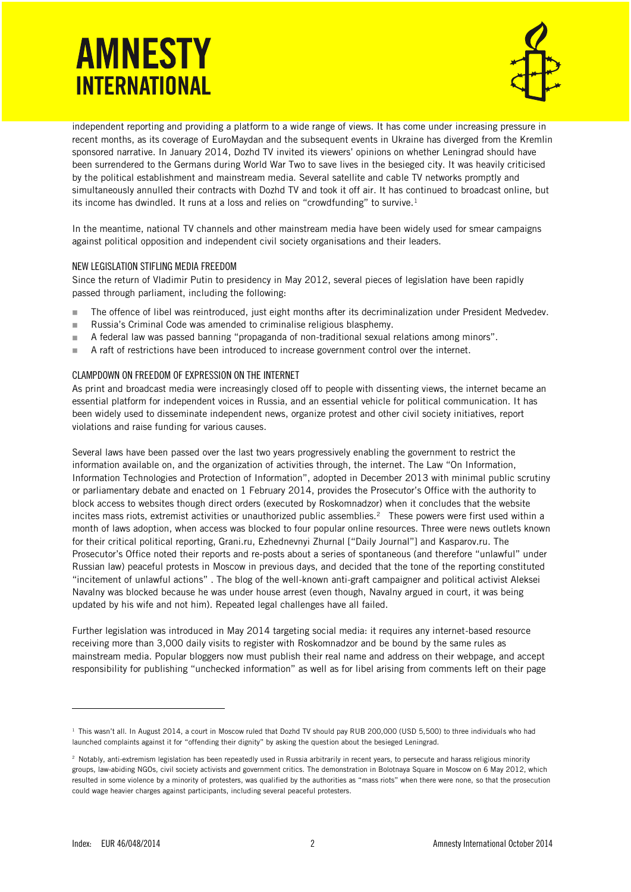independent reporting and providing a platform to a wide range of views. It has come under increasing pressure in recent months, as its coverage of EuroMaydan and the subsequent events in Ukraine has diverged from the Kremlin sponsored narrative. In January 2014, Dozhd TV invited its viewers' opinions on whether Leningrad should have been surrendered to the Germans during World War Two to save lives in the besieged city. It was heavily criticised by the political establishment and mainstream media. Several satellite and cable TV networks promptly and simultaneously annulled their contracts with Dozhd TV and took it off air. It has continued to broadcast online, but its income has dwindled. It runs at a loss and relies on "crowdfunding" to survive.[1]

In the meantime, national TV channels and other mainstream media have been widely used for smear campaigns against political opposition and independent civil society organisations and their leaders.

## NEW LEGISLATION STIFLING MEDIA FREEDOM

Since the return of Vladimir Putin to presidency in May 2012, several pieces of legislation have been rapidly passed through parliament, including the following:

- The offence of libel was reintroduced, just eight months after its decriminalization under President Medvedev.
- Russia's Criminal Code was amended to criminalise religious blasphemy.
- A federal law was passed banning "propaganda of non-traditional sexual relations among minors".
- A raft of restrictions have been introduced to increase government control over the internet.

## CLAMPDOWN ON FREEDOM OF EXPRESSION ON THE INTERNET

As print and broadcast media were increasingly closed off to people with dissenting views, the internet became an essential platform for independent voices in Russia, and an essential vehicle for political communication. It has been widely used to disseminate independent news, organize protest and other civil society initiatives, report violations and raise funding for various causes.

Several laws have been passed over the last two years progressively enabling the government to restrict the information available on, and the organization of activities through, the internet. The Law "On Information, Information Technologies and Protection of Information", adopted in December 2013 with minimal public scrutiny or parliamentary debate and enacted on 1 February 2014, provides the Prosecutor's Office with the authority to block access to websites though direct orders (executed by Roskomnadzor) when it concludes that the website incites mass riots, extremist activities or unauthorized public assemblies.[2] These powers were first used within a month of laws adoption, when access was blocked to four popular online resources. Three were news outlets known for their critical political reporting, Grani.ru, Ezhednevnyi Zhurnal ["Daily Journal"] and Kasparov.ru. The Prosecutor's Office noted their reports and re-posts about a series of spontaneous (and therefore "unlawful" under Russian law) peaceful protests in Moscow in previous days, and decided that the tone of the reporting constituted "incitement of unlawful actions" . The blog of the well-known anti-graft campaigner and political activist Aleksei Navalny was blocked because he was under house arrest (even though, Navalny argued in court, it was being updated by his wife and not him). Repeated legal challenges have all failed.

Further legislation was introduced in May 2014 targeting social media: it requires any internet-based resource receiving more than 3,000 daily visits to register with Roskomnadzor and be bound by the same rules as mainstream media. Popular bloggers now must publish their real name and address on their webpage, and accept responsibility for publishing "unchecked information" as well as for libel arising from comments left on their page

---

[1] This wasn't all. In August 2014, a court in Moscow ruled that Dozhd TV should pay RUB 200,000 (USD 5,500) to three individuals who had launched complaints against it for "offending their dignity" by asking the question about the besieged Leningrad.

[2] Notably, anti-extremism legislation has been repeatedly used in Russia arbitrarily in recent years, to persecute and harass religious minority groups, law-abiding NGOs, civil society activists and government critics. The demonstration in Bolotnaya Square in Moscow on 6 May 2012, which resulted in some violence by a minority of protesters, was qualified by the authorities as "mass riots" when there were none, so that the prosecution could wage heavier charges against participants, including several peaceful protesters.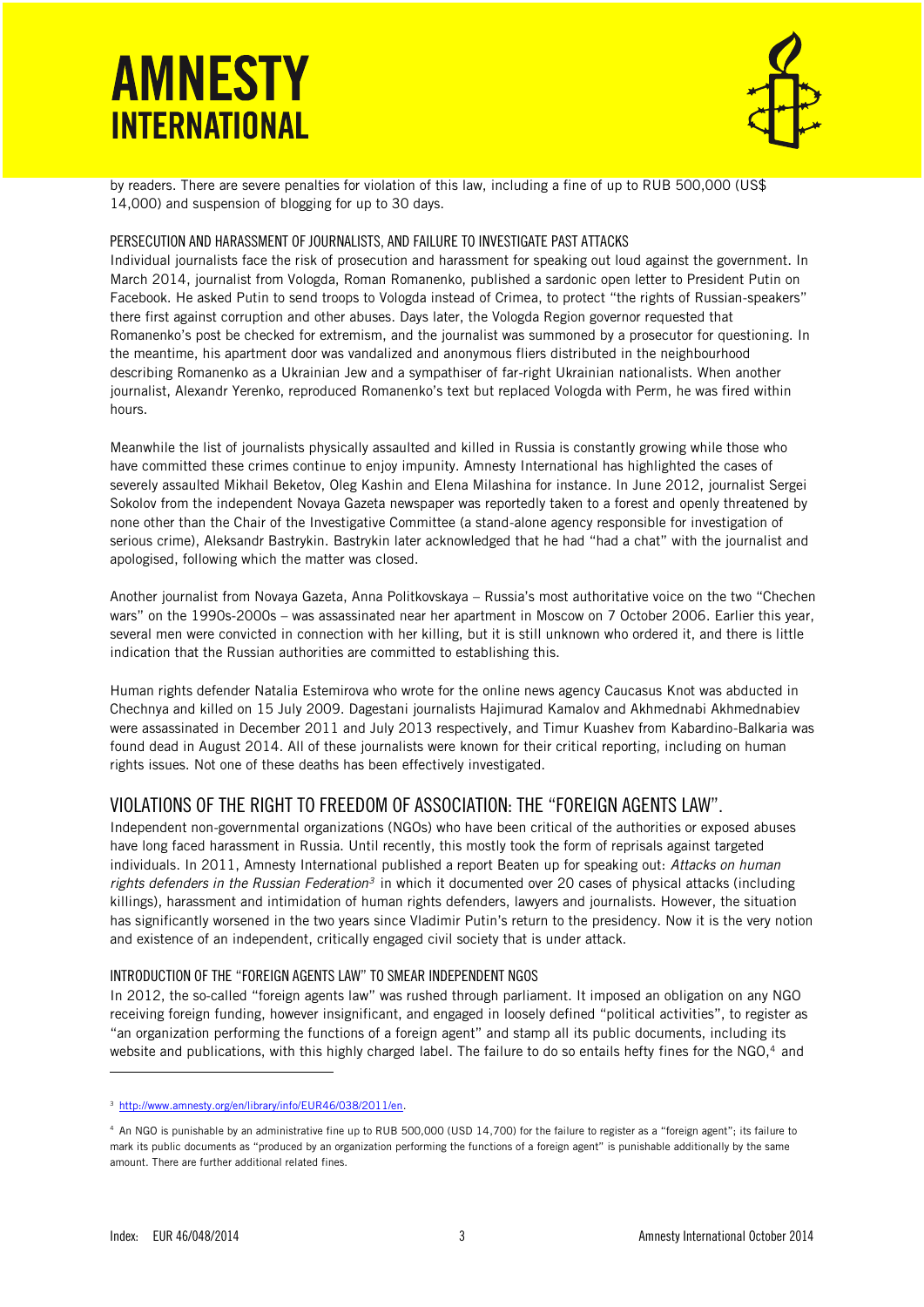by readers. There are severe penalties for violation of this law, including a fine of up to RUB 500,000 (US$ 14,000) and suspension of blogging for up to 30 days.

### PERSECUTION AND HARASSMENT OF JOURNALISTS, AND FAILURE TO INVESTIGATE PAST ATTACKS

Individual journalists face the risk of prosecution and harassment for speaking out loud against the government. In March 2014, journalist from Vologda, Roman Romanenko, published a sardonic open letter to President Putin on Facebook. He asked Putin to send troops to Vologda instead of Crimea, to protect "the rights of Russian-speakers" there first against corruption and other abuses. Days later, the Vologda Region governor requested that Romanenko's post be checked for extremism, and the journalist was summoned by a prosecutor for questioning. In the meantime, his apartment door was vandalized and anonymous fliers distributed in the neighbourhood describing Romanenko as a Ukrainian Jew and a sympathiser of far-right Ukrainian nationalists. When another journalist, Alexandr Yerenko, reproduced Romanenko's text but replaced Vologda with Perm, he was fired within hours.

Meanwhile the list of journalists physically assaulted and killed in Russia is constantly growing while those who have committed these crimes continue to enjoy impunity. Amnesty International has highlighted the cases of severely assaulted Mikhail Beketov, Oleg Kashin and Elena Milashina for instance. In June 2012, journalist Sergei Sokolov from the independent Novaya Gazeta newspaper was reportedly taken to a forest and openly threatened by none other than the Chair of the Investigative Committee (a stand-alone agency responsible for investigation of serious crime), Aleksandr Bastrykin. Bastrykin later acknowledged that he had "had a chat" with the journalist and apologised, following which the matter was closed.

Another journalist from Novaya Gazeta, Anna Politkovskaya – Russia's most authoritative voice on the two "Chechen wars" on the 1990s-2000s – was assassinated near her apartment in Moscow on 7 October 2006. Earlier this year, several men were convicted in connection with her killing, but it is still unknown who ordered it, and there is little indication that the Russian authorities are committed to establishing this.

Human rights defender Natalia Estemirova who wrote for the online news agency Caucasus Knot was abducted in Chechnya and killed on 15 July 2009. Dagestani journalists Hajimurad Kamalov and Akhmednabi Akhmednabiev were assassinated in December 2011 and July 2013 respectively, and Timur Kuashev from Kabardino-Balkaria was found dead in August 2014. All of these journalists were known for their critical reporting, including on human rights issues. Not one of these deaths has been effectively investigated.

## VIOLATIONS OF THE RIGHT TO FREEDOM OF ASSOCIATION: THE "FOREIGN AGENTS LAW".

Independent non-governmental organizations (NGOs) who have been critical of the authorities or exposed abuses have long faced harassment in Russia. Until recently, this mostly took the form of reprisals against targeted individuals. In 2011, Amnesty International published a report Beaten up for speaking out: *Attacks on human rights defenders in the Russian Federation*[3] in which it documented over 20 cases of physical attacks (including killings), harassment and intimidation of human rights defenders, lawyers and journalists. However, the situation has significantly worsened in the two years since Vladimir Putin's return to the presidency. Now it is the very notion and existence of an independent, critically engaged civil society that is under attack.

### INTRODUCTION OF THE "FOREIGN AGENTS LAW" TO SMEAR INDEPENDENT NGOS

In 2012, the so-called "foreign agents law" was rushed through parliament. It imposed an obligation on any NGO receiving foreign funding, however insignificant, and engaged in loosely defined "political activities", to register as "an organization performing the functions of a foreign agent" and stamp all its public documents, including its website and publications, with this highly charged label. The failure to do so entails hefty fines for the NGO,[4] and

---

[3] http://www.amnesty.org/en/library/info/EUR46/038/2011/en.

[4] An NGO is punishable by an administrative fine up to RUB 500,000 (USD 14,700) for the failure to register as a "foreign agent"; its failure to mark its public documents as "produced by an organization performing the functions of a foreign agent" is punishable additionally by the same amount. There are further additional related fines.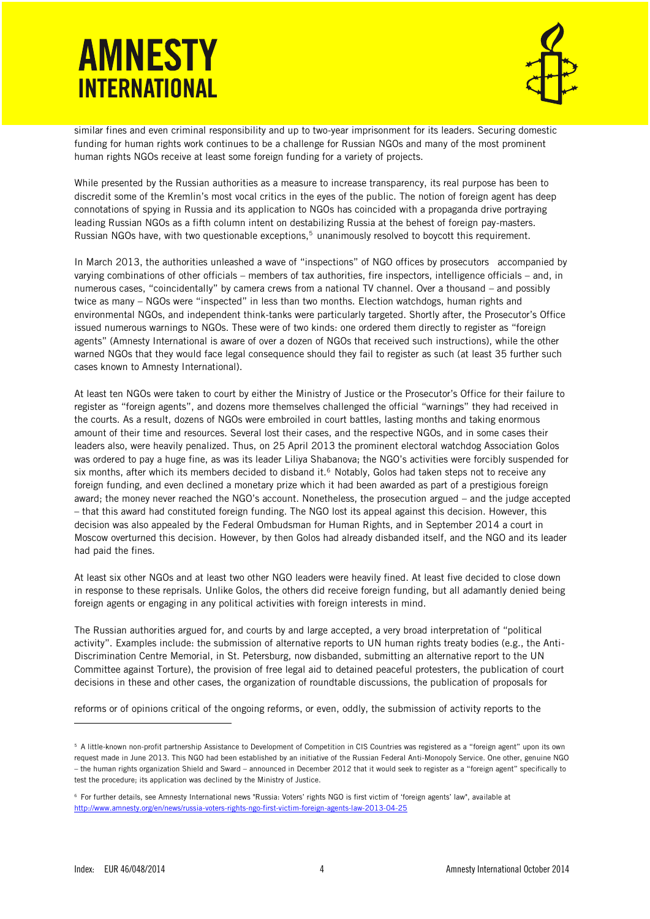similar fines and even criminal responsibility and up to two-year imprisonment for its leaders. Securing domestic funding for human rights work continues to be a challenge for Russian NGOs and many of the most prominent human rights NGOs receive at least some foreign funding for a variety of projects.

While presented by the Russian authorities as a measure to increase transparency, its real purpose has been to discredit some of the Kremlin's most vocal critics in the eyes of the public. The notion of foreign agent has deep connotations of spying in Russia and its application to NGOs has coincided with a propaganda drive portraying leading Russian NGOs as a fifth column intent on destabilizing Russia at the behest of foreign pay-masters. Russian NGOs have, with two questionable exceptions,[5] unanimously resolved to boycott this requirement.

In March 2013, the authorities unleashed a wave of "inspections" of NGO offices by prosecutors accompanied by varying combinations of other officials – members of tax authorities, fire inspectors, intelligence officials – and, in numerous cases, "coincidentally" by camera crews from a national TV channel. Over a thousand – and possibly twice as many – NGOs were "inspected" in less than two months. Election watchdogs, human rights and environmental NGOs, and independent think-tanks were particularly targeted. Shortly after, the Prosecutor's Office issued numerous warnings to NGOs. These were of two kinds: one ordered them directly to register as "foreign agents" (Amnesty International is aware of over a dozen of NGOs that received such instructions), while the other warned NGOs that they would face legal consequence should they fail to register as such (at least 35 further such cases known to Amnesty International).

At least ten NGOs were taken to court by either the Ministry of Justice or the Prosecutor's Office for their failure to register as "foreign agents", and dozens more themselves challenged the official "warnings" they had received in the courts. As a result, dozens of NGOs were embroiled in court battles, lasting months and taking enormous amount of their time and resources. Several lost their cases, and the respective NGOs, and in some cases their leaders also, were heavily penalized. Thus, on 25 April 2013 the prominent electoral watchdog Association Golos was ordered to pay a huge fine, as was its leader Liliya Shabanova; the NGO's activities were forcibly suspended for six months, after which its members decided to disband it.[6] Notably, Golos had taken steps not to receive any foreign funding, and even declined a monetary prize which it had been awarded as part of a prestigious foreign award; the money never reached the NGO's account. Nonetheless, the prosecution argued – and the judge accepted – that this award had constituted foreign funding. The NGO lost its appeal against this decision. However, this decision was also appealed by the Federal Ombudsman for Human Rights, and in September 2014 a court in Moscow overturned this decision. However, by then Golos had already disbanded itself, and the NGO and its leader had paid the fines.

At least six other NGOs and at least two other NGO leaders were heavily fined. At least five decided to close down in response to these reprisals. Unlike Golos, the others did receive foreign funding, but all adamantly denied being foreign agents or engaging in any political activities with foreign interests in mind.

The Russian authorities argued for, and courts by and large accepted, a very broad interpretation of "political activity". Examples include: the submission of alternative reports to UN human rights treaty bodies (e.g., the Anti-Discrimination Centre Memorial, in St. Petersburg, now disbanded, submitting an alternative report to the UN Committee against Torture), the provision of free legal aid to detained peaceful protesters, the publication of court decisions in these and other cases, the organization of roundtable discussions, the publication of proposals for

reforms or of opinions critical of the ongoing reforms, or even, oddly, the submission of activity reports to the

---

[5] A little-known non-profit partnership Assistance to Development of Competition in CIS Countries was registered as a "foreign agent" upon its own request made in June 2013. This NGO had been established by an initiative of the Russian Federal Anti-Monopoly Service. One other, genuine NGO – the human rights organization Shield and Sward – announced in December 2012 that it would seek to register as a "foreign agent" specifically to test the procedure; its application was declined by the Ministry of Justice.

[6] For further details, see Amnesty International news "Russia: Voters' rights NGO is first victim of 'foreign agents' law", available at http://www.amnesty.org/en/news/russia-voters-rights-ngo-first-victim-foreign-agents-law-2013-04-25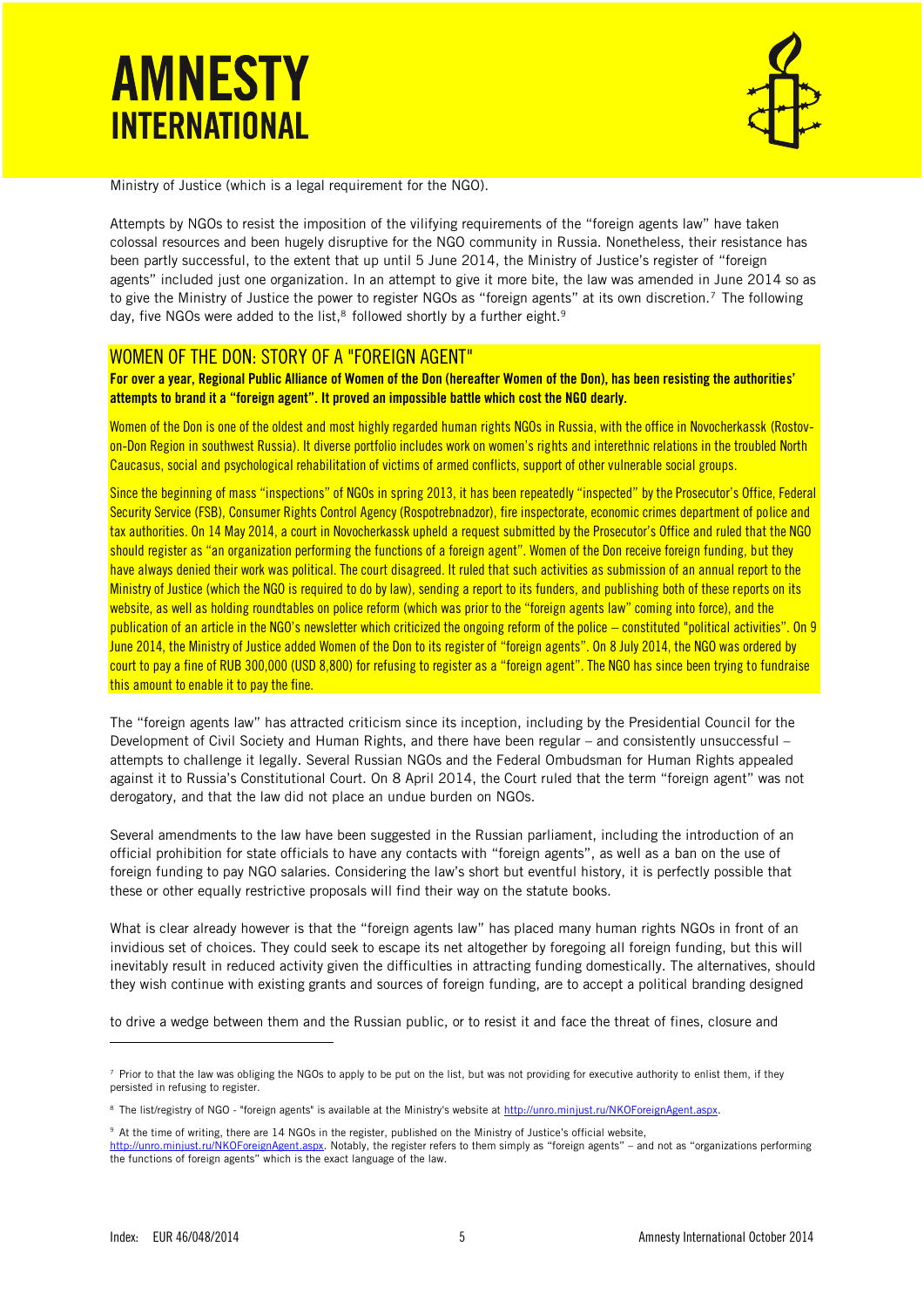Ministry of Justice (which is a legal requirement for the NGO).

Attempts by NGOs to resist the imposition of the vilifying requirements of the "foreign agents law" have taken colossal resources and been hugely disruptive for the NGO community in Russia. Nonetheless, their resistance has been partly successful, to the extent that up until 5 June 2014, the Ministry of Justice's register of "foreign agents" included just one organization. In an attempt to give it more bite, the law was amended in June 2014 so as to give the Ministry of Justice the power to register NGOs as "foreign agents" at its own discretion.[7] The following day, five NGOs were added to the list,[8] followed shortly by a further eight.[9]

## WOMEN OF THE DON: STORY OF A "FOREIGN AGENT"

**For over a year, Regional Public Alliance of Women of the Don (hereafter Women of the Don), has been resisting the authorities' attempts to brand it a "foreign agent". It proved an impossible battle which cost the NGO dearly.**

Women of the Don is one of the oldest and most highly regarded human rights NGOs in Russia, with the office in Novocherkassk (Rostov-on-Don Region in southwest Russia). It diverse portfolio includes work on women's rights and interethnic relations in the troubled North Caucasus, social and psychological rehabilitation of victims of armed conflicts, support of other vulnerable social groups.

Since the beginning of mass "inspections" of NGOs in spring 2013, it has been repeatedly "inspected" by the Prosecutor's Office, Federal Security Service (FSB), Consumer Rights Control Agency (Rospotrebnadzor), fire inspectorate, economic crimes department of police and tax authorities. On 14 May 2014, a court in Novocherkassk upheld a request submitted by the Prosecutor's Office and ruled that the NGO should register as "an organization performing the functions of a foreign agent". Women of the Don receive foreign funding, but they have always denied their work was political. The court disagreed. It ruled that such activities as submission of an annual report to the Ministry of Justice (which the NGO is required to do by law), sending a report to its funders, and publishing both of these reports on its website, as well as holding roundtables on police reform (which was prior to the "foreign agents law" coming into force), and the publication of an article in the NGO's newsletter which criticized the ongoing reform of the police – constituted "political activities". On 9 June 2014, the Ministry of Justice added Women of the Don to its register of "foreign agents". On 8 July 2014, the NGO was ordered by court to pay a fine of RUB 300,000 (USD 8,800) for refusing to register as a "foreign agent". The NGO has since been trying to fundraise this amount to enable it to pay the fine.

The "foreign agents law" has attracted criticism since its inception, including by the Presidential Council for the Development of Civil Society and Human Rights, and there have been regular – and consistently unsuccessful – attempts to challenge it legally. Several Russian NGOs and the Federal Ombudsman for Human Rights appealed against it to Russia's Constitutional Court. On 8 April 2014, the Court ruled that the term "foreign agent" was not derogatory, and that the law did not place an undue burden on NGOs.

Several amendments to the law have been suggested in the Russian parliament, including the introduction of an official prohibition for state officials to have any contacts with "foreign agents", as well as a ban on the use of foreign funding to pay NGO salaries. Considering the law's short but eventful history, it is perfectly possible that these or other equally restrictive proposals will find their way on the statute books.

What is clear already however is that the "foreign agents law" has placed many human rights NGOs in front of an invidious set of choices. They could seek to escape its net altogether by foregoing all foreign funding, but this will inevitably result in reduced activity given the difficulties in attracting funding domestically. The alternatives, should they wish continue with existing grants and sources of foreign funding, are to accept a political branding designed to drive a wedge between them and the Russian public, or to resist it and face the threat of fines, closure and

---

[7] Prior to that the law was obliging the NGOs to apply to be put on the list, but was not providing for executive authority to enlist them, if they persisted in refusing to register.

[8] The list/registry of NGO - "foreign agents" is available at the Ministry's website at http://unro.minjust.ru/NKOForeignAgent.aspx.

[9] At the time of writing, there are 14 NGOs in the register, published on the Ministry of Justice's official website, http://unro.minjust.ru/NKOForeignAgent.aspx. Notably, the register refers to them simply as "foreign agents" – and not as "organizations performing the functions of foreign agents" which is the exact language of the law.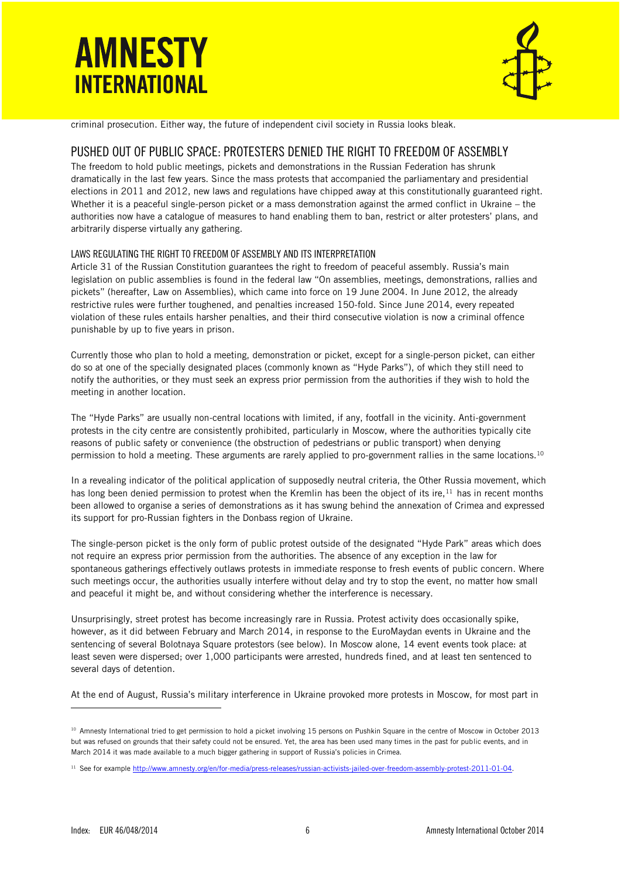criminal prosecution. Either way, the future of independent civil society in Russia looks bleak.

## PUSHED OUT OF PUBLIC SPACE: PROTESTERS DENIED THE RIGHT TO FREEDOM OF ASSEMBLY

The freedom to hold public meetings, pickets and demonstrations in the Russian Federation has shrunk dramatically in the last few years. Since the mass protests that accompanied the parliamentary and presidential elections in 2011 and 2012, new laws and regulations have chipped away at this constitutionally guaranteed right. Whether it is a peaceful single-person picket or a mass demonstration against the armed conflict in Ukraine – the authorities now have a catalogue of measures to hand enabling them to ban, restrict or alter protesters' plans, and arbitrarily disperse virtually any gathering.

### LAWS REGULATING THE RIGHT TO FREEDOM OF ASSEMBLY AND ITS INTERPRETATION

Article 31 of the Russian Constitution guarantees the right to freedom of peaceful assembly. Russia's main legislation on public assemblies is found in the federal law "On assemblies, meetings, demonstrations, rallies and pickets" (hereafter, Law on Assemblies), which came into force on 19 June 2004. In June 2012, the already restrictive rules were further toughened, and penalties increased 150-fold. Since June 2014, every repeated violation of these rules entails harsher penalties, and their third consecutive violation is now a criminal offence punishable by up to five years in prison.

Currently those who plan to hold a meeting, demonstration or picket, except for a single-person picket, can either do so at one of the specially designated places (commonly known as "Hyde Parks"), of which they still need to notify the authorities, or they must seek an express prior permission from the authorities if they wish to hold the meeting in another location.

The "Hyde Parks" are usually non-central locations with limited, if any, footfall in the vicinity. Anti-government protests in the city centre are consistently prohibited, particularly in Moscow, where the authorities typically cite reasons of public safety or convenience (the obstruction of pedestrians or public transport) when denying permission to hold a meeting. These arguments are rarely applied to pro-government rallies in the same locations.[10]

In a revealing indicator of the political application of supposedly neutral criteria, the Other Russia movement, which has long been denied permission to protest when the Kremlin has been the object of its ire,[11] has in recent months been allowed to organise a series of demonstrations as it has swung behind the annexation of Crimea and expressed its support for pro-Russian fighters in the Donbass region of Ukraine.

The single-person picket is the only form of public protest outside of the designated "Hyde Park" areas which does not require an express prior permission from the authorities. The absence of any exception in the law for spontaneous gatherings effectively outlaws protests in immediate response to fresh events of public concern. Where such meetings occur, the authorities usually interfere without delay and try to stop the event, no matter how small and peaceful it might be, and without considering whether the interference is necessary.

Unsurprisingly, street protest has become increasingly rare in Russia. Protest activity does occasionally spike, however, as it did between February and March 2014, in response to the EuroMaydan events in Ukraine and the sentencing of several Bolotnaya Square protestors (see below). In Moscow alone, 14 event events took place: at least seven were dispersed; over 1,000 participants were arrested, hundreds fined, and at least ten sentenced to several days of detention.

At the end of August, Russia's military interference in Ukraine provoked more protests in Moscow, for most part in

---

[10] Amnesty International tried to get permission to hold a picket involving 15 persons on Pushkin Square in the centre of Moscow in October 2013 but was refused on grounds that their safety could not be ensured. Yet, the area has been used many times in the past for public events, and in March 2014 it was made available to a much bigger gathering in support of Russia's policies in Crimea.

[11] See for example http://www.amnesty.org/en/for-media/press-releases/russian-activists-jailed-over-freedom-assembly-protest-2011-01-04.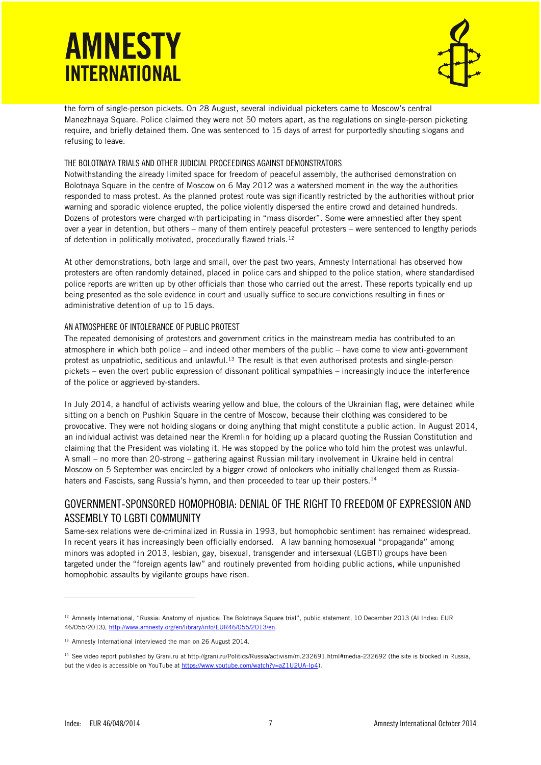the form of single-person pickets. On 28 August, several individual picketers came to Moscow's central Manezhnaya Square. Police claimed they were not 50 meters apart, as the regulations on single-person picketing require, and briefly detained them. One was sentenced to 15 days of arrest for purportedly shouting slogans and refusing to leave.

### THE BOLOTNAYA TRIALS AND OTHER JUDICIAL PROCEEDINGS AGAINST DEMONSTRATORS

Notwithstanding the already limited space for freedom of peaceful assembly, the authorised demonstration on Bolotnaya Square in the centre of Moscow on 6 May 2012 was a watershed moment in the way the authorities responded to mass protest. As the planned protest route was significantly restricted by the authorities without prior warning and sporadic violence erupted, the police violently dispersed the entire crowd and detained hundreds. Dozens of protestors were charged with participating in "mass disorder". Some were amnestied after they spent over a year in detention, but others – many of them entirely peaceful protesters – were sentenced to lengthy periods of detention in politically motivated, procedurally flawed trials.[12]

At other demonstrations, both large and small, over the past two years, Amnesty International has observed how protesters are often randomly detained, placed in police cars and shipped to the police station, where standardised police reports are written up by other officials than those who carried out the arrest. These reports typically end up being presented as the sole evidence in court and usually suffice to secure convictions resulting in fines or administrative detention of up to 15 days.

### AN ATMOSPHERE OF INTOLERANCE OF PUBLIC PROTEST

The repeated demonising of protestors and government critics in the mainstream media has contributed to an atmosphere in which both police – and indeed other members of the public – have come to view anti-government protest as unpatriotic, seditious and unlawful.[13] The result is that even authorised protests and single-person pickets – even the overt public expression of dissonant political sympathies – increasingly induce the interference of the police or aggrieved by-standers.

In July 2014, a handful of activists wearing yellow and blue, the colours of the Ukrainian flag, were detained while sitting on a bench on Pushkin Square in the centre of Moscow, because their clothing was considered to be provocative. They were not holding slogans or doing anything that might constitute a public action. In August 2014, an individual activist was detained near the Kremlin for holding up a placard quoting the Russian Constitution and claiming that the President was violating it. He was stopped by the police who told him the protest was unlawful. A small – no more than 20-strong – gathering against Russian military involvement in Ukraine held in central Moscow on 5 September was encircled by a bigger crowd of onlookers who initially challenged them as Russia-haters and Fascists, sang Russia's hymn, and then proceeded to tear up their posters.[14]

## GOVERNMENT-SPONSORED HOMOPHOBIA: DENIAL OF THE RIGHT TO FREEDOM OF EXPRESSION AND ASSEMBLY TO LGBTI COMMUNITY

Same-sex relations were de-criminalized in Russia in 1993, but homophobic sentiment has remained widespread. In recent years it has increasingly been officially endorsed. A law banning homosexual "propaganda" among minors was adopted in 2013, lesbian, gay, bisexual, transgender and intersexual (LGBTI) groups have been targeted under the "foreign agents law" and routinely prevented from holding public actions, while unpunished homophobic assaults by vigilante groups have risen.

---

[12] Amnesty International, "Russia: Anatomy of injustice: The Bolotnaya Square trial", public statement, 10 December 2013 (AI Index: EUR 46/055/2013), http://www.amnesty.org/en/library/info/EUR46/055/2013/en.

[13] Amnesty International interviewed the man on 26 August 2014.

[14] See video report published by Grani.ru at http://grani.ru/Politics/Russia/activism/m.232691.html#media-232692 (the site is blocked in Russia, but the video is accessible on YouTube at https://www.youtube.com/watch?v=aZ1U2UA-Ip4).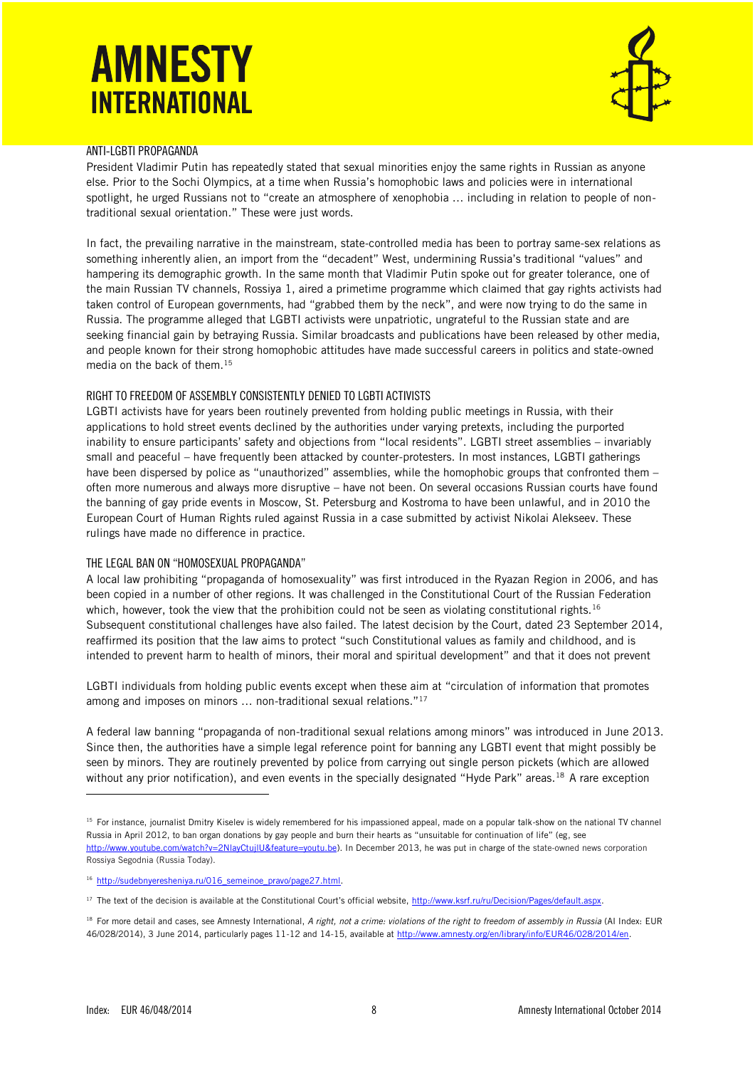### ANTI-LGBTI PROPAGANDA

President Vladimir Putin has repeatedly stated that sexual minorities enjoy the same rights in Russian as anyone else. Prior to the Sochi Olympics, at a time when Russia's homophobic laws and policies were in international spotlight, he urged Russians not to "create an atmosphere of xenophobia … including in relation to people of non-traditional sexual orientation." These were just words.

In fact, the prevailing narrative in the mainstream, state-controlled media has been to portray same-sex relations as something inherently alien, an import from the "decadent" West, undermining Russia's traditional "values" and hampering its demographic growth. In the same month that Vladimir Putin spoke out for greater tolerance, one of the main Russian TV channels, Rossiya 1, aired a primetime programme which claimed that gay rights activists had taken control of European governments, had "grabbed them by the neck", and were now trying to do the same in Russia. The programme alleged that LGBTI activists were unpatriotic, ungrateful to the Russian state and are seeking financial gain by betraying Russia. Similar broadcasts and publications have been released by other media, and people known for their strong homophobic attitudes have made successful careers in politics and state-owned media on the back of them.[15]

### RIGHT TO FREEDOM OF ASSEMBLY CONSISTENTLY DENIED TO LGBTI ACTIVISTS

LGBTI activists have for years been routinely prevented from holding public meetings in Russia, with their applications to hold street events declined by the authorities under varying pretexts, including the purported inability to ensure participants' safety and objections from "local residents". LGBTI street assemblies – invariably small and peaceful – have frequently been attacked by counter-protesters. In most instances, LGBTI gatherings have been dispersed by police as "unauthorized" assemblies, while the homophobic groups that confronted them – often more numerous and always more disruptive – have not been. On several occasions Russian courts have found the banning of gay pride events in Moscow, St. Petersburg and Kostroma to have been unlawful, and in 2010 the European Court of Human Rights ruled against Russia in a case submitted by activist Nikolai Alekseev. These rulings have made no difference in practice.

### THE LEGAL BAN ON "HOMOSEXUAL PROPAGANDA"

A local law prohibiting "propaganda of homosexuality" was first introduced in the Ryazan Region in 2006, and has been copied in a number of other regions. It was challenged in the Constitutional Court of the Russian Federation which, however, took the view that the prohibition could not be seen as violating constitutional rights.[16] Subsequent constitutional challenges have also failed. The latest decision by the Court, dated 23 September 2014, reaffirmed its position that the law aims to protect "such Constitutional values as family and childhood, and is intended to prevent harm to health of minors, their moral and spiritual development" and that it does not prevent LGBTI individuals from holding public events except when these aim at "circulation of information that promotes among and imposes on minors … non-traditional sexual relations."[17]

A federal law banning "propaganda of non-traditional sexual relations among minors" was introduced in June 2013. Since then, the authorities have a simple legal reference point for banning any LGBTI event that might possibly be seen by minors. They are routinely prevented by police from carrying out single person pickets (which are allowed without any prior notification), and even events in the specially designated "Hyde Park" areas.[18] A rare exception

---

[15] For instance, journalist Dmitry Kiselev is widely remembered for his impassioned appeal, made on a popular talk-show on the national TV channel Russia in April 2012, to ban organ donations by gay people and burn their hearts as "unsuitable for continuation of life" (eg, see http://www.youtube.com/watch?v=2NlayCtujlU&feature=youtu.be). In December 2013, he was put in charge of the state-owned news corporation Rossiya Segodnia (Russia Today).

[16] http://sudebnyeresheniya.ru/016_semeinoe_pravo/page27.html.

[17] The text of the decision is available at the Constitutional Court's official website, http://www.ksrf.ru/ru/Decision/Pages/default.aspx.

[18] For more detail and cases, see Amnesty International, *A right, not a crime: violations of the right to freedom of assembly in Russia* (AI Index: EUR 46/028/2014), 3 June 2014, particularly pages 11-12 and 14-15, available at http://www.amnesty.org/en/library/info/EUR46/028/2014/en.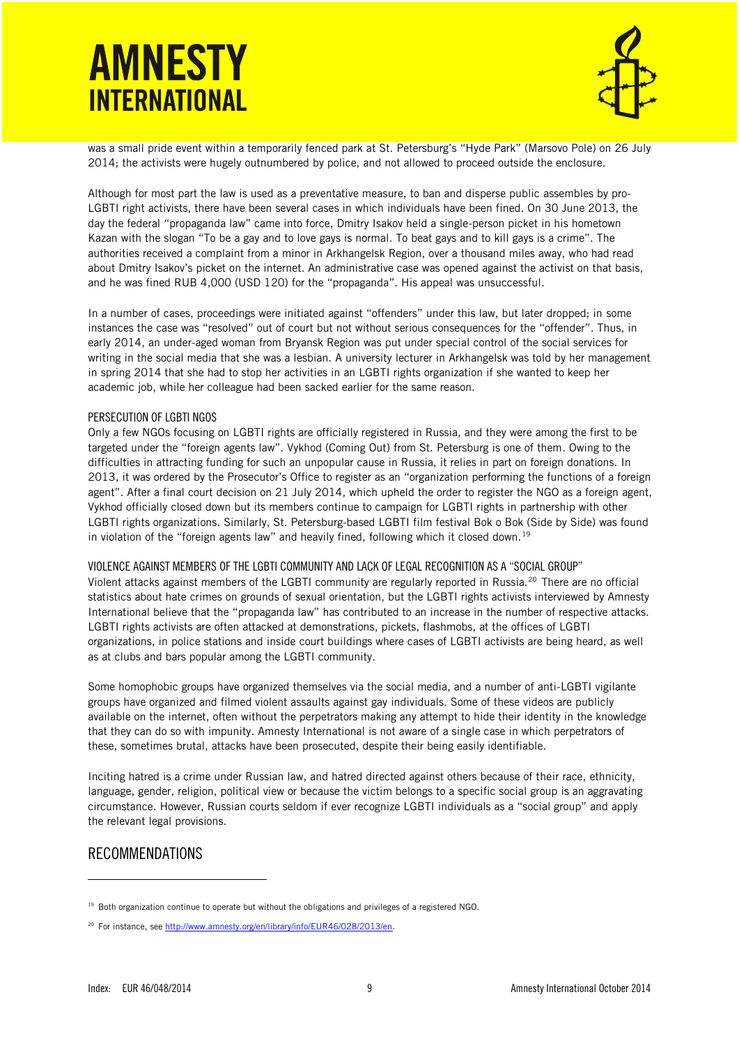was a small pride event within a temporarily fenced park at St. Petersburg's "Hyde Park" (Marsovo Pole) on 26 July 2014; the activists were hugely outnumbered by police, and not allowed to proceed outside the enclosure.

Although for most part the law is used as a preventative measure, to ban and disperse public assembles by pro-LGBTI right activists, there have been several cases in which individuals have been fined. On 30 June 2013, the day the federal "propaganda law" came into force, Dmitry Isakov held a single-person picket in his hometown Kazan with the slogan "To be a gay and to love gays is normal. To beat gays and to kill gays is a crime". The authorities received a complaint from a minor in Arkhangelsk Region, over a thousand miles away, who had read about Dmitry Isakov's picket on the internet. An administrative case was opened against the activist on that basis, and he was fined RUB 4,000 (USD 120) for the "propaganda". His appeal was unsuccessful.

In a number of cases, proceedings were initiated against "offenders" under this law, but later dropped; in some instances the case was "resolved" out of court but not without serious consequences for the "offender". Thus, in early 2014, an under-aged woman from Bryansk Region was put under special control of the social services for writing in the social media that she was a lesbian. A university lecturer in Arkhangelsk was told by her management in spring 2014 that she had to stop her activities in an LGBTI rights organization if she wanted to keep her academic job, while her colleague had been sacked earlier for the same reason.

### PERSECUTION OF LGBTI NGOS

Only a few NGOs focusing on LGBTI rights are officially registered in Russia, and they were among the first to be targeted under the "foreign agents law". Vykhod (Coming Out) from St. Petersburg is one of them. Owing to the difficulties in attracting funding for such an unpopular cause in Russia, it relies in part on foreign donations. In 2013, it was ordered by the Prosecutor's Office to register as an "organization performing the functions of a foreign agent". After a final court decision on 21 July 2014, which upheld the order to register the NGO as a foreign agent, Vykhod officially closed down but its members continue to campaign for LGBTI rights in partnership with other LGBTI rights organizations. Similarly, St. Petersburg-based LGBTI film festival Bok o Bok (Side by Side) was found in violation of the "foreign agents law" and heavily fined, following which it closed down.[19]

### VIOLENCE AGAINST MEMBERS OF THE LGBTI COMMUNITY AND LACK OF LEGAL RECOGNITION AS A "SOCIAL GROUP"

Violent attacks against members of the LGBTI community are regularly reported in Russia.[20] There are no official statistics about hate crimes on grounds of sexual orientation, but the LGBTI rights activists interviewed by Amnesty International believe that the "propaganda law" has contributed to an increase in the number of respective attacks. LGBTI rights activists are often attacked at demonstrations, pickets, flashmobs, at the offices of LGBTI organizations, in police stations and inside court buildings where cases of LGBTI activists are being heard, as well as at clubs and bars popular among the LGBTI community.

Some homophobic groups have organized themselves via the social media, and a number of anti-LGBTI vigilante groups have organized and filmed violent assaults against gay individuals. Some of these videos are publicly available on the internet, often without the perpetrators making any attempt to hide their identity in the knowledge that they can do so with impunity. Amnesty International is not aware of a single case in which perpetrators of these, sometimes brutal, attacks have been prosecuted, despite their being easily identifiable.

Inciting hatred is a crime under Russian law, and hatred directed against others because of their race, ethnicity, language, gender, religion, political view or because the victim belongs to a specific social group is an aggravating circumstance. However, Russian courts seldom if ever recognize LGBTI individuals as a "social group" and apply the relevant legal provisions.

## RECOMMENDATIONS

---

[19] Both organization continue to operate but without the obligations and privileges of a registered NGO.

[20] For instance, see http://www.amnesty.org/en/library/info/EUR46/028/2013/en.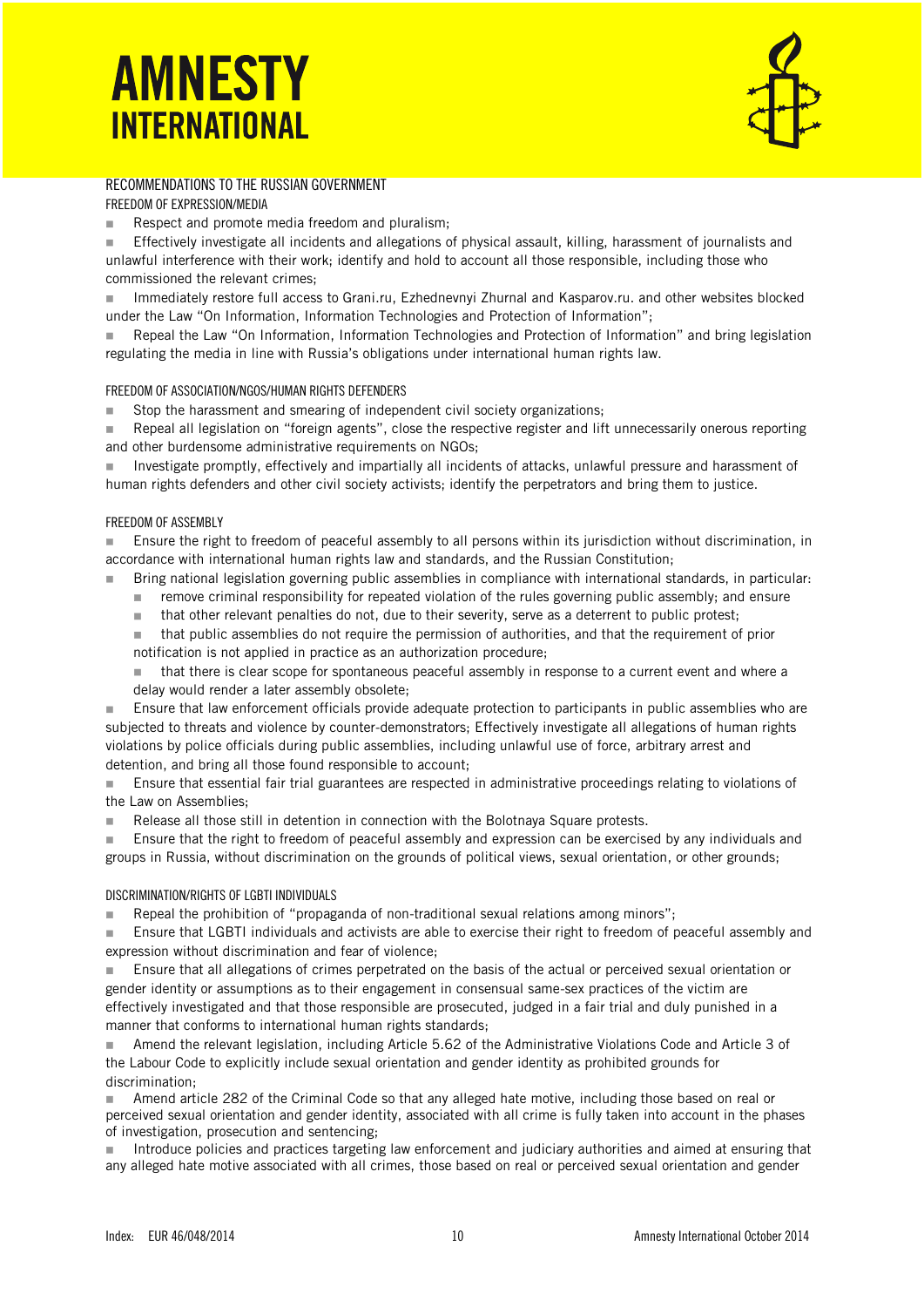## RECOMMENDATIONS TO THE RUSSIAN GOVERNMENT

### FREEDOM OF EXPRESSION/MEDIA

- Respect and promote media freedom and pluralism;
- Effectively investigate all incidents and allegations of physical assault, killing, harassment of journalists and unlawful interference with their work; identify and hold to account all those responsible, including those who commissioned the relevant crimes;
- Immediately restore full access to Grani.ru, Ezhednevnyi Zhurnal and Kasparov.ru. and other websites blocked under the Law "On Information, Information Technologies and Protection of Information";
- Repeal the Law "On Information, Information Technologies and Protection of Information" and bring legislation regulating the media in line with Russia's obligations under international human rights law.

### FREEDOM OF ASSOCIATION/NGOS/HUMAN RIGHTS DEFENDERS

- Stop the harassment and smearing of independent civil society organizations;
- Repeal all legislation on "foreign agents", close the respective register and lift unnecessarily onerous reporting and other burdensome administrative requirements on NGOs;
- Investigate promptly, effectively and impartially all incidents of attacks, unlawful pressure and harassment of human rights defenders and other civil society activists; identify the perpetrators and bring them to justice.

### FREEDOM OF ASSEMBLY

- Ensure the right to freedom of peaceful assembly to all persons within its jurisdiction without discrimination, in accordance with international human rights law and standards, and the Russian Constitution;
- Bring national legislation governing public assemblies in compliance with international standards, in particular:
  - remove criminal responsibility for repeated violation of the rules governing public assembly; and ensure
  - that other relevant penalties do not, due to their severity, serve as a deterrent to public protest;
  - that public assemblies do not require the permission of authorities, and that the requirement of prior notification is not applied in practice as an authorization procedure;
  - that there is clear scope for spontaneous peaceful assembly in response to a current event and where a delay would render a later assembly obsolete;
- Ensure that law enforcement officials provide adequate protection to participants in public assemblies who are subjected to threats and violence by counter-demonstrators; Effectively investigate all allegations of human rights violations by police officials during public assemblies, including unlawful use of force, arbitrary arrest and detention, and bring all those found responsible to account;
- Ensure that essential fair trial guarantees are respected in administrative proceedings relating to violations of the Law on Assemblies;
- Release all those still in detention in connection with the Bolotnaya Square protests.
- Ensure that the right to freedom of peaceful assembly and expression can be exercised by any individuals and groups in Russia, without discrimination on the grounds of political views, sexual orientation, or other grounds;

### DISCRIMINATION/RIGHTS OF LGBTI INDIVIDUALS

- Repeal the prohibition of "propaganda of non-traditional sexual relations among minors";
- Ensure that LGBTI individuals and activists are able to exercise their right to freedom of peaceful assembly and expression without discrimination and fear of violence;
- Ensure that all allegations of crimes perpetrated on the basis of the actual or perceived sexual orientation or gender identity or assumptions as to their engagement in consensual same-sex practices of the victim are effectively investigated and that those responsible are prosecuted, judged in a fair trial and duly punished in a manner that conforms to international human rights standards;
- Amend the relevant legislation, including Article 5.62 of the Administrative Violations Code and Article 3 of the Labour Code to explicitly include sexual orientation and gender identity as prohibited grounds for discrimination;
- Amend article 282 of the Criminal Code so that any alleged hate motive, including those based on real or perceived sexual orientation and gender identity, associated with all crime is fully taken into account in the phases of investigation, prosecution and sentencing;
- Introduce policies and practices targeting law enforcement and judiciary authorities and aimed at ensuring that any alleged hate motive associated with all crimes, those based on real or perceived sexual orientation and gender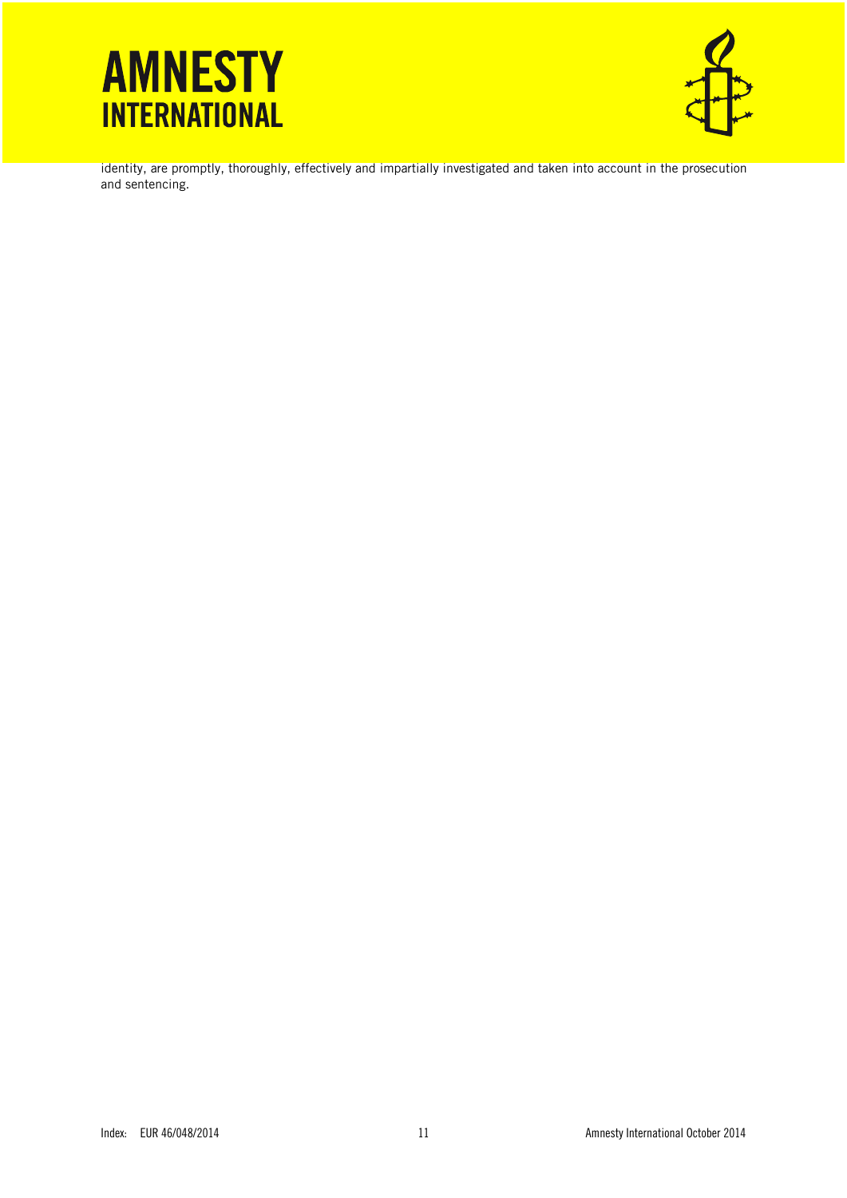identity, are promptly, thoroughly, effectively and impartially investigated and taken into account in the prosecution and sentencing.